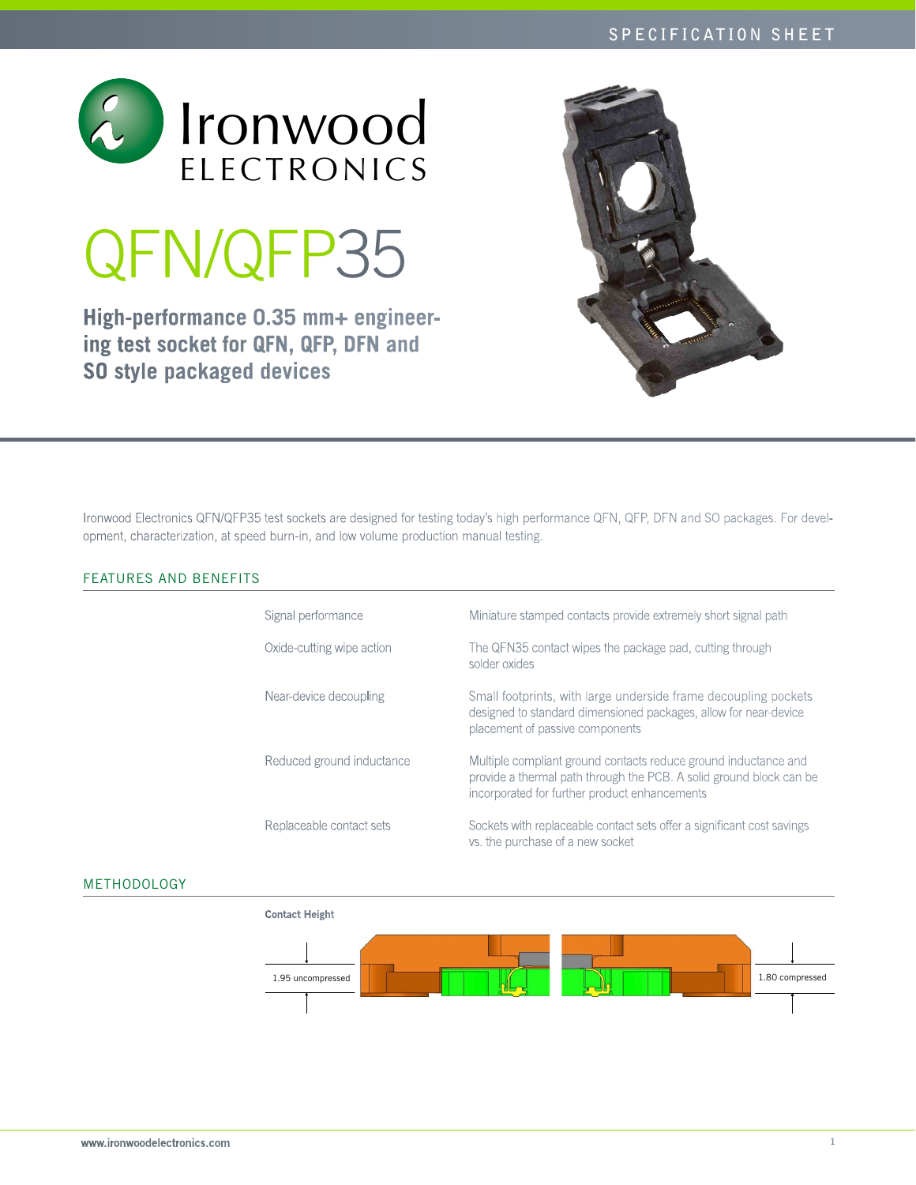Ironwood ELECTRONICS

# QFN/QFP35

**High-performance 0.35 mm+ engineering test socket for QFN, QFP, DFN and SO style packaged devices**

Ironwood Electronics QFN/QFP35 test sockets are designed for testing today's high performance QFN, QFP, DFN and SO packages. For development, characterization, at speed burn-in, and low volume production manual testing.

## FEATURES AND BENEFITS

| | |
|---|---|
| Signal performance | Miniature stamped contacts provide extremely short signal path |
| Oxide-cutting wipe action | The QFN35 contact wipes the package pad, cutting through solder oxides |
| Near-device decoupling | Small footprints, with large underside frame decoupling pockets designed to standard dimensioned packages, allow for near-device placement of passive components |
| Reduced ground inductance | Multiple compliant ground contacts reduce ground inductance and provide a thermal path through the PCB. A solid ground block can be incorporated for further product enhancements |
| Replaceable contact sets | Sockets with replaceable contact sets offer a significant cost savings vs. the purchase of a new socket |

## METHODOLOGY

**Contact Height**

1.95 uncompressed

1.80 compressed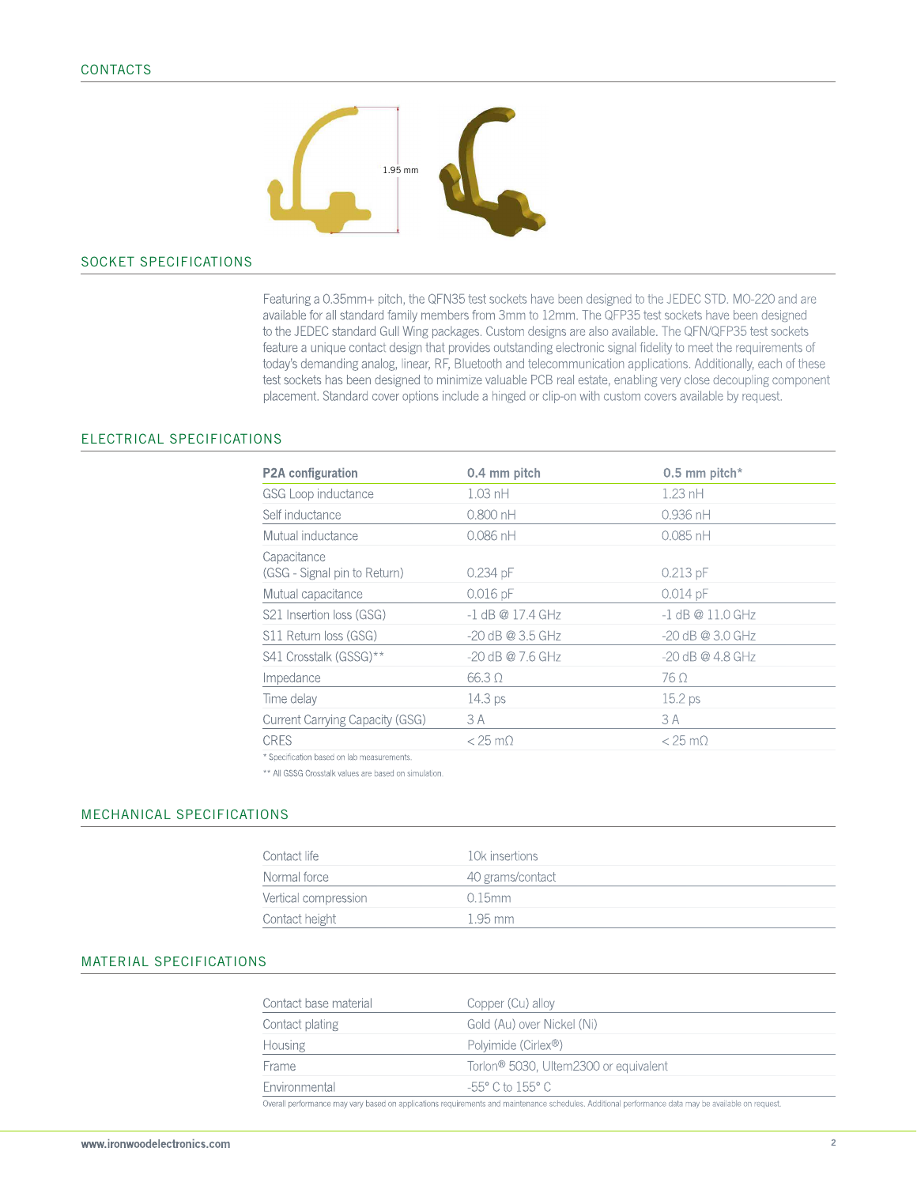## CONTACTS

1.95 mm

## SOCKET SPECIFICATIONS

Featuring a 0.35mm+ pitch, the QFN35 test sockets have been designed to the JEDEC STD. MO-220 and are available for all standard family members from 3mm to 12mm. The QFP35 test sockets have been designed to the JEDEC standard Gull Wing packages. Custom designs are also available. The QFN/QFP35 test sockets feature a unique contact design that provides outstanding electronic signal fidelity to meet the requirements of today's demanding analog, linear, RF, Bluetooth and telecommunication applications. Additionally, each of these test sockets has been designed to minimize valuable PCB real estate, enabling very close decoupling component placement. Standard cover options include a hinged or clip-on with custom covers available by request.

## ELECTRICAL SPECIFICATIONS

| P2A configuration | 0.4 mm pitch | 0.5 mm pitch* |
|---|---|---|
| GSG Loop inductance | 1.03 nH | 1.23 nH |
| Self inductance | 0.800 nH | 0.936 nH |
| Mutual inductance | 0.086 nH | 0.085 nH |
| Capacitance (GSG - Signal pin to Return) | 0.234 pF | 0.213 pF |
| Mutual capacitance | 0.016 pF | 0.014 pF |
| S21 Insertion loss (GSG) | -1 dB @ 17.4 GHz | -1 dB @ 11.0 GHz |
| S11 Return loss (GSG) | -20 dB @ 3.5 GHz | -20 dB @ 3.0 GHz |
| S41 Crosstalk (GSSG)** | -20 dB @ 7.6 GHz | -20 dB @ 4.8 GHz |
| Impedance | 66.3 Ω | 76 Ω |
| Time delay | 14.3 ps | 15.2 ps |
| Current Carrying Capacity (GSG) | 3 A | 3 A |
| CRES | < 25 mΩ | < 25 mΩ |

* Specification based on lab measurements.

** All GSSG Crosstalk values are based on simulation.

## MECHANICAL SPECIFICATIONS

| | |
|---|---|
| Contact life | 10k insertions |
| Normal force | 40 grams/contact |
| Vertical compression | 0.15mm |
| Contact height | 1.95 mm |

## MATERIAL SPECIFICATIONS

| | |
|---|---|
| Contact base material | Copper (Cu) alloy |
| Contact plating | Gold (Au) over Nickel (Ni) |
| Housing | Polyimide (Cirlex®) |
| Frame | Torlon® 5030, Ultem2300 or equivalent |
| Environmental | -55° C to 155° C |

Overall performance may vary based on applications requirements and maintenance schedules. Additional performance data may be available on request.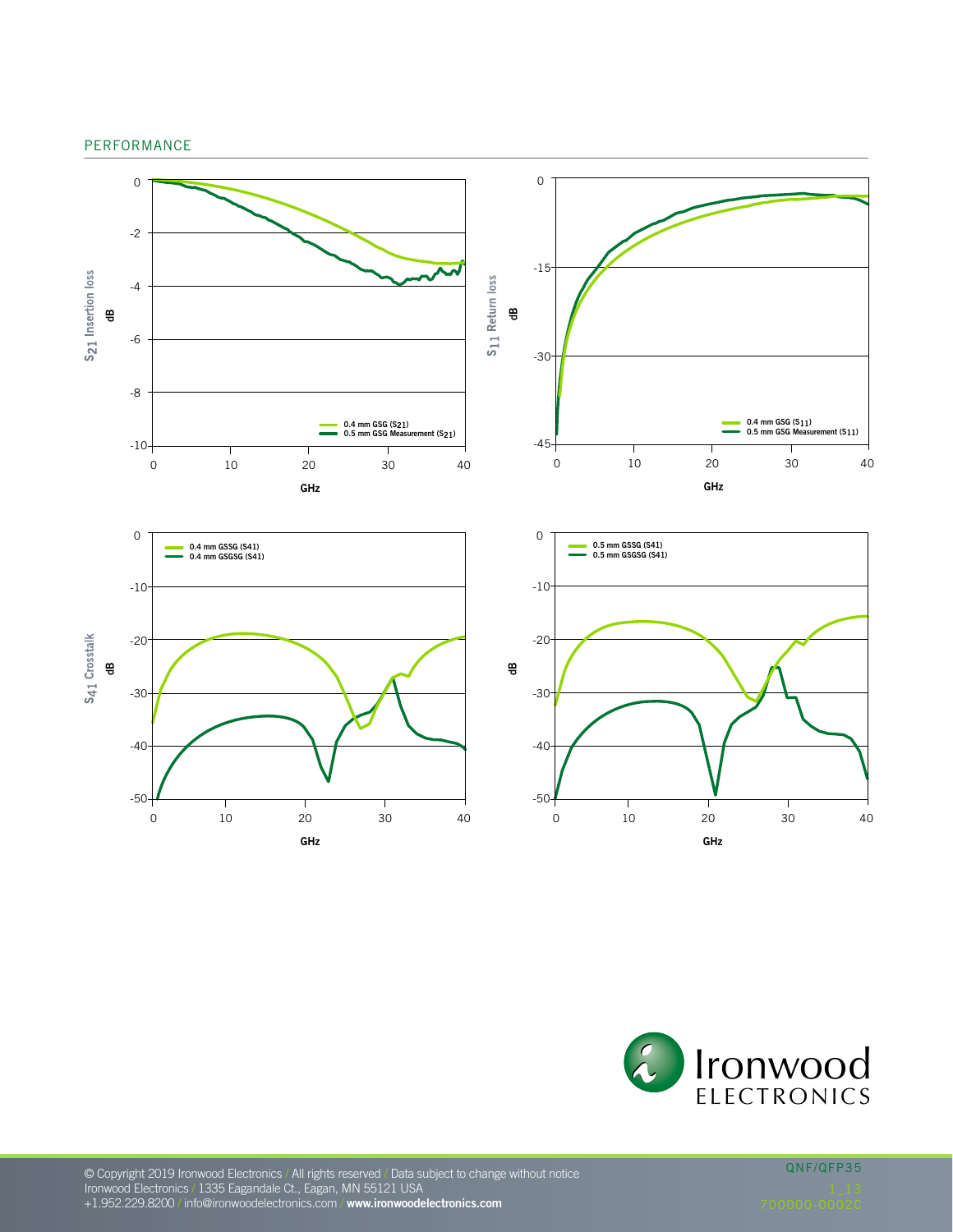## PERFORMANCE

$S_{21}$ Insertion loss

dB

0
-2
-4
-6
-8
-10

0 10 20 30 40

GHz

0.4 mm GSG ($S_{21}$)
0.5 mm GSG Measurement ($S_{21}$)

$S_{11}$ Return loss

dB

0
-15
-30
-45

0 10 20 30 40

GHz

0.4 mm GSG ($S_{11}$)
0.5 mm GSG Measurement ($S_{11}$)

$S_{41}$ Crosstalk

dB

0
-10
-20
-30
-40
-50

0 10 20 30 40

GHz

0.4 mm GSSG (S41)
0.4 mm GSGSG (S41)

dB

0
-10
-20
-30
-40
-50

0 10 20 30 40

GHz

0.5 mm GSSG (S41)
0.5 mm GSGSG (S41)

© Copyright 2019 Ironwood Electronics / All rights reserved / Data subject to change without notice
Ironwood Electronics / 1335 Eagandale Ct., Eagan, MN 55121 USA
+1.952.229.8200 / info@ironwoodelectronics.com / **www.ironwoodelectronics.com**

QNF/QFP35
1_13
700000-0002C